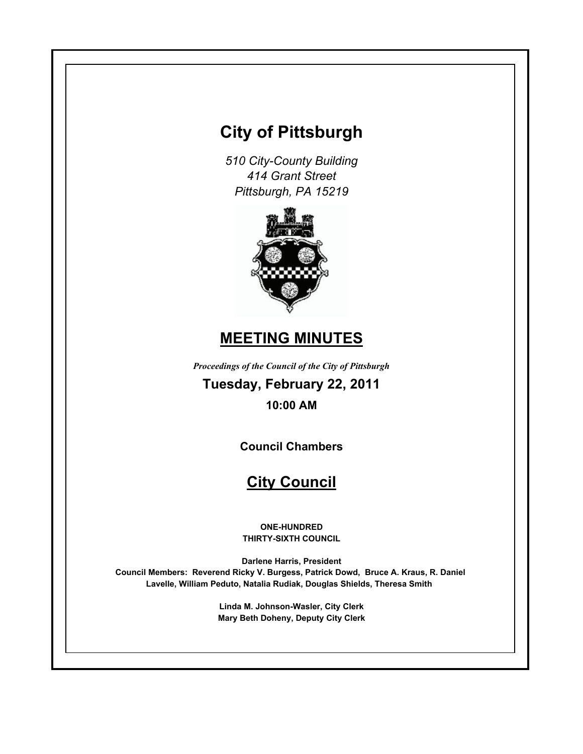# City of Pittsburgh

*510 City-County Building*
*414 Grant Street*
*Pittsburgh, PA 15219*

## MEETING MINUTES

***Proceedings of the Council of the City of Pittsburgh***

**Tuesday, February 22, 2011**

**10:00 AM**

**Council Chambers**

## City Council

**ONE-HUNDRED**
**THIRTY-SIXTH COUNCIL**

**Darlene Harris, President**
**Council Members: Reverend Ricky V. Burgess, Patrick Dowd, Bruce A. Kraus, R. Daniel Lavelle, William Peduto, Natalia Rudiak, Douglas Shields, Theresa Smith**

**Linda M. Johnson-Wasler, City Clerk**
**Mary Beth Doheny, Deputy City Clerk**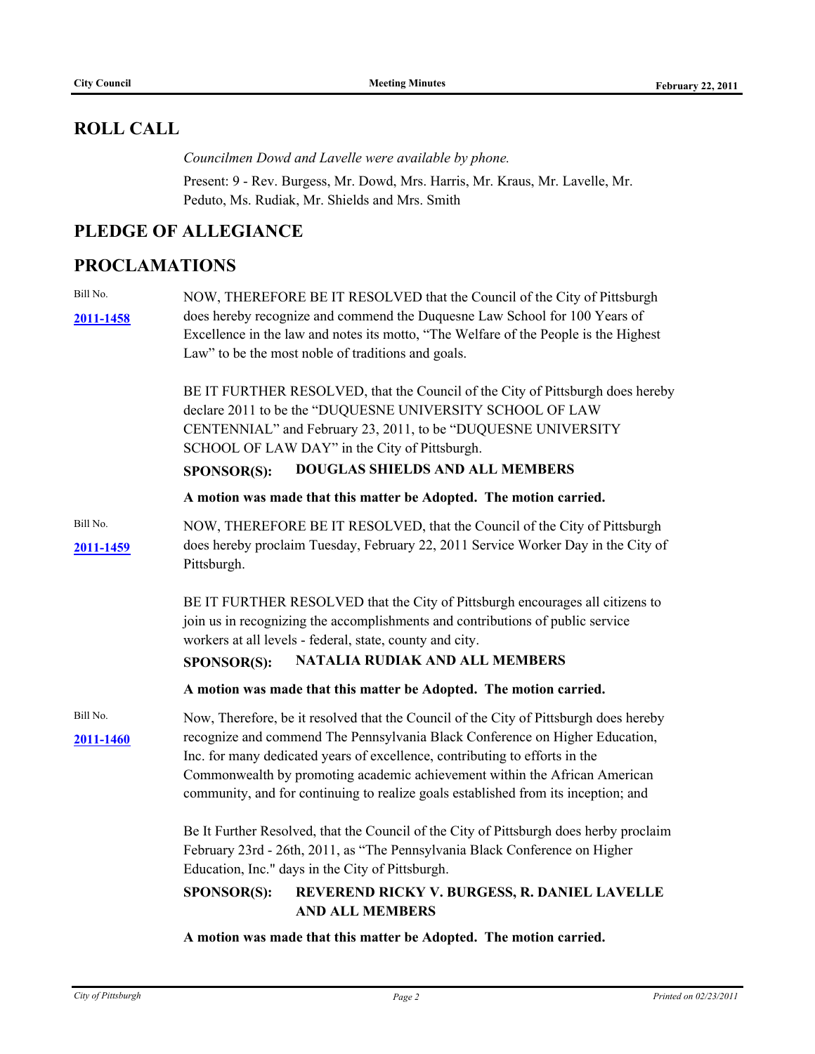## ROLL CALL

*Councilmen Dowd and Lavelle were available by phone.*

Present: 9 - Rev. Burgess, Mr. Dowd, Mrs. Harris, Mr. Kraus, Mr. Lavelle, Mr. Peduto, Ms. Rudiak, Mr. Shields and Mrs. Smith

## PLEDGE OF ALLEGIANCE

## PROCLAMATIONS

Bill No. **2011-1458**

NOW, THEREFORE BE IT RESOLVED that the Council of the City of Pittsburgh does hereby recognize and commend the Duquesne Law School for 100 Years of Excellence in the law and notes its motto, "The Welfare of the People is the Highest Law" to be the most noble of traditions and goals.

BE IT FURTHER RESOLVED, that the Council of the City of Pittsburgh does hereby declare 2011 to be the "DUQUESNE UNIVERSITY SCHOOL OF LAW CENTENNIAL" and February 23, 2011, to be "DUQUESNE UNIVERSITY SCHOOL OF LAW DAY" in the City of Pittsburgh.

**SPONSOR(S): DOUGLAS SHIELDS AND ALL MEMBERS**

**A motion was made that this matter be Adopted. The motion carried.**

Bill No. **2011-1459**

NOW, THEREFORE BE IT RESOLVED, that the Council of the City of Pittsburgh does hereby proclaim Tuesday, February 22, 2011 Service Worker Day in the City of Pittsburgh.

BE IT FURTHER RESOLVED that the City of Pittsburgh encourages all citizens to join us in recognizing the accomplishments and contributions of public service workers at all levels - federal, state, county and city.

**SPONSOR(S): NATALIA RUDIAK AND ALL MEMBERS**

**A motion was made that this matter be Adopted. The motion carried.**

Bill No. **2011-1460**

Now, Therefore, be it resolved that the Council of the City of Pittsburgh does hereby recognize and commend The Pennsylvania Black Conference on Higher Education, Inc. for many dedicated years of excellence, contributing to efforts in the Commonwealth by promoting academic achievement within the African American community, and for continuing to realize goals established from its inception; and

Be It Further Resolved, that the Council of the City of Pittsburgh does herby proclaim February 23rd - 26th, 2011, as "The Pennsylvania Black Conference on Higher Education, Inc." days in the City of Pittsburgh.

**SPONSOR(S): REVEREND RICKY V. BURGESS, R. DANIEL LAVELLE AND ALL MEMBERS**

**A motion was made that this matter be Adopted. The motion carried.**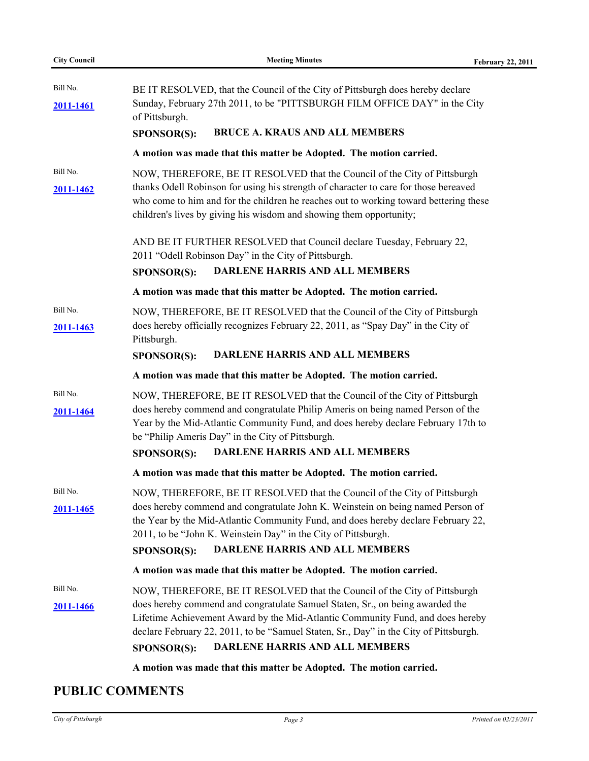Bill No. **2011-1461**

BE IT RESOLVED, that the Council of the City of Pittsburgh does hereby declare Sunday, February 27th 2011, to be "PITTSBURGH FILM OFFICE DAY" in the City of Pittsburgh.

**SPONSOR(S): BRUCE A. KRAUS AND ALL MEMBERS**

**A motion was made that this matter be Adopted. The motion carried.**

Bill No. **2011-1462**

NOW, THEREFORE, BE IT RESOLVED that the Council of the City of Pittsburgh thanks Odell Robinson for using his strength of character to care for those bereaved who come to him and for the children he reaches out to working toward bettering these children's lives by giving his wisdom and showing them opportunity;

AND BE IT FURTHER RESOLVED that Council declare Tuesday, February 22, 2011 "Odell Robinson Day" in the City of Pittsburgh.

**SPONSOR(S): DARLENE HARRIS AND ALL MEMBERS**

**A motion was made that this matter be Adopted. The motion carried.**

Bill No. **2011-1463**

NOW, THEREFORE, BE IT RESOLVED that the Council of the City of Pittsburgh does hereby officially recognizes February 22, 2011, as "Spay Day" in the City of Pittsburgh.

**SPONSOR(S): DARLENE HARRIS AND ALL MEMBERS**

**A motion was made that this matter be Adopted. The motion carried.**

Bill No. **2011-1464**

NOW, THEREFORE, BE IT RESOLVED that the Council of the City of Pittsburgh does hereby commend and congratulate Philip Ameris on being named Person of the Year by the Mid-Atlantic Community Fund, and does hereby declare February 17th to be "Philip Ameris Day" in the City of Pittsburgh.

**SPONSOR(S): DARLENE HARRIS AND ALL MEMBERS**

**A motion was made that this matter be Adopted. The motion carried.**

Bill No. **2011-1465**

NOW, THEREFORE, BE IT RESOLVED that the Council of the City of Pittsburgh does hereby commend and congratulate John K. Weinstein on being named Person of the Year by the Mid-Atlantic Community Fund, and does hereby declare February 22, 2011, to be "John K. Weinstein Day" in the City of Pittsburgh.

**SPONSOR(S): DARLENE HARRIS AND ALL MEMBERS**

**A motion was made that this matter be Adopted. The motion carried.**

Bill No. **2011-1466**

NOW, THEREFORE, BE IT RESOLVED that the Council of the City of Pittsburgh does hereby commend and congratulate Samuel Staten, Sr., on being awarded the Lifetime Achievement Award by the Mid-Atlantic Community Fund, and does hereby declare February 22, 2011, to be "Samuel Staten, Sr., Day" in the City of Pittsburgh.

**SPONSOR(S): DARLENE HARRIS AND ALL MEMBERS**

**A motion was made that this matter be Adopted. The motion carried.**

## PUBLIC COMMENTS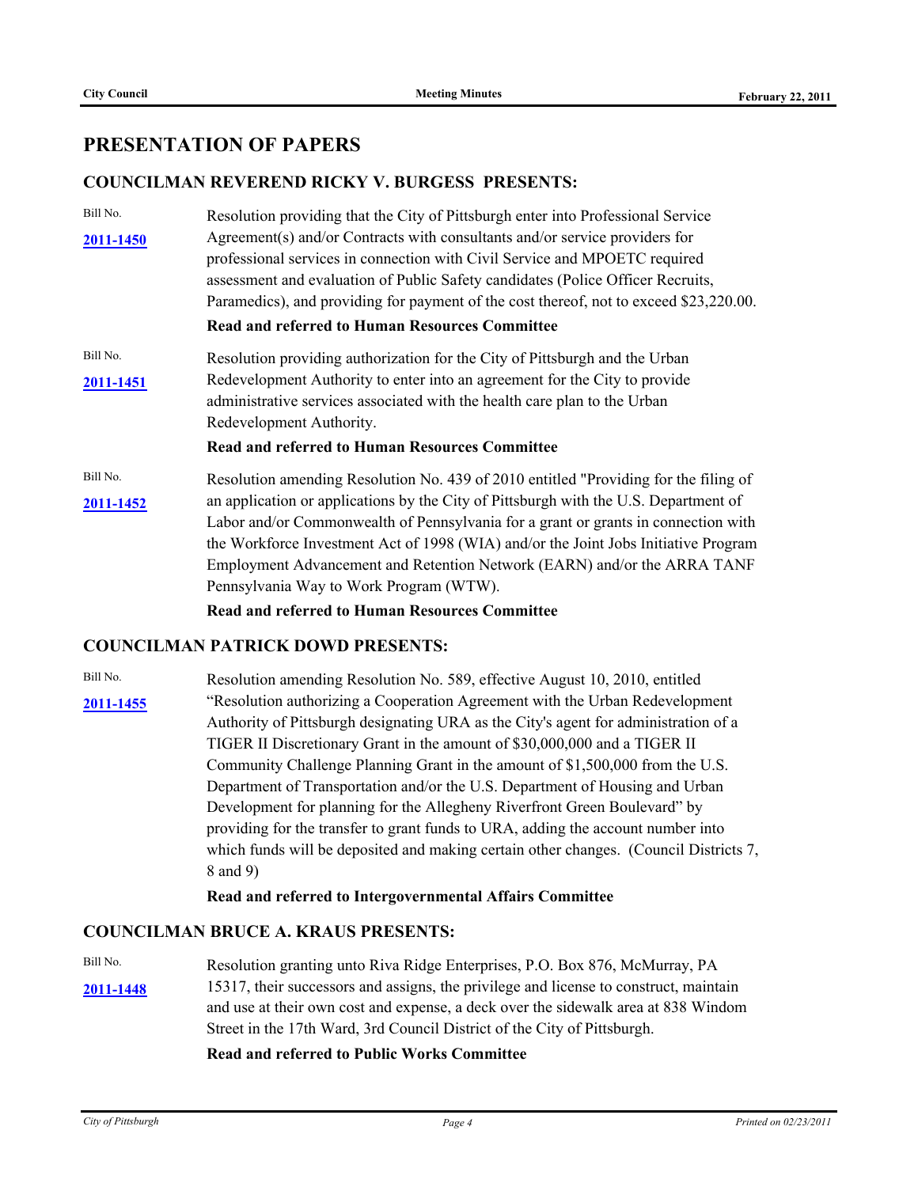## PRESENTATION OF PAPERS

### COUNCILMAN REVEREND RICKY V. BURGESS PRESENTS:

Bill No. **2011-1450**

Resolution providing that the City of Pittsburgh enter into Professional Service Agreement(s) and/or Contracts with consultants and/or service providers for professional services in connection with Civil Service and MPOETC required assessment and evaluation of Public Safety candidates (Police Officer Recruits, Paramedics), and providing for payment of the cost thereof, not to exceed $23,220.00.

**Read and referred to Human Resources Committee**

Bill No. **2011-1451**

Resolution providing authorization for the City of Pittsburgh and the Urban Redevelopment Authority to enter into an agreement for the City to provide administrative services associated with the health care plan to the Urban Redevelopment Authority.

**Read and referred to Human Resources Committee**

Bill No. **2011-1452**

Resolution amending Resolution No. 439 of 2010 entitled "Providing for the filing of an application or applications by the City of Pittsburgh with the U.S. Department of Labor and/or Commonwealth of Pennsylvania for a grant or grants in connection with the Workforce Investment Act of 1998 (WIA) and/or the Joint Jobs Initiative Program Employment Advancement and Retention Network (EARN) and/or the ARRA TANF Pennsylvania Way to Work Program (WTW).

**Read and referred to Human Resources Committee**

### COUNCILMAN PATRICK DOWD PRESENTS:

Bill No. **2011-1455**

Resolution amending Resolution No. 589, effective August 10, 2010, entitled "Resolution authorizing a Cooperation Agreement with the Urban Redevelopment Authority of Pittsburgh designating URA as the City's agent for administration of a TIGER II Discretionary Grant in the amount of $30,000,000 and a TIGER II Community Challenge Planning Grant in the amount of $1,500,000 from the U.S. Department of Transportation and/or the U.S. Department of Housing and Urban Development for planning for the Allegheny Riverfront Green Boulevard" by providing for the transfer to grant funds to URA, adding the account number into which funds will be deposited and making certain other changes. (Council Districts 7, 8 and 9)

**Read and referred to Intergovernmental Affairs Committee**

### COUNCILMAN BRUCE A. KRAUS PRESENTS:

Bill No. **2011-1448**

Resolution granting unto Riva Ridge Enterprises, P.O. Box 876, McMurray, PA 15317, their successors and assigns, the privilege and license to construct, maintain and use at their own cost and expense, a deck over the sidewalk area at 838 Windom Street in the 17th Ward, 3rd Council District of the City of Pittsburgh.

**Read and referred to Public Works Committee**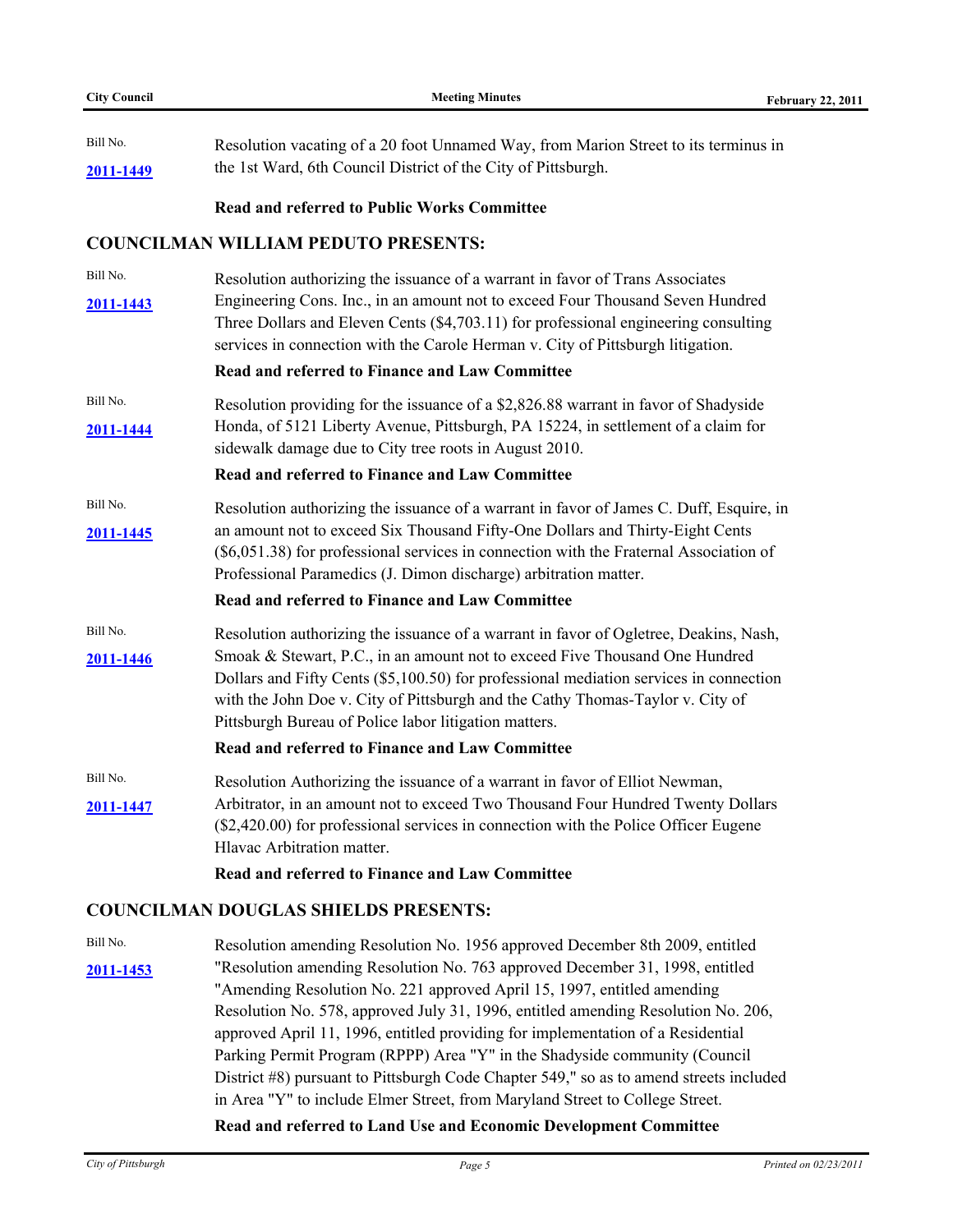Bill No.

**2011-1449**

Resolution vacating of a 20 foot Unnamed Way, from Marion Street to its terminus in the 1st Ward, 6th Council District of the City of Pittsburgh.

**Read and referred to Public Works Committee**

## COUNCILMAN WILLIAM PEDUTO PRESENTS:

Bill No.

**2011-1443**

Resolution authorizing the issuance of a warrant in favor of Trans Associates Engineering Cons. Inc., in an amount not to exceed Four Thousand Seven Hundred Three Dollars and Eleven Cents ($4,703.11) for professional engineering consulting services in connection with the Carole Herman v. City of Pittsburgh litigation.

**Read and referred to Finance and Law Committee**

Bill No.

**2011-1444**

Resolution providing for the issuance of a $2,826.88 warrant in favor of Shadyside Honda, of 5121 Liberty Avenue, Pittsburgh, PA 15224, in settlement of a claim for sidewalk damage due to City tree roots in August 2010.

**Read and referred to Finance and Law Committee**

Bill No.

**2011-1445**

Resolution authorizing the issuance of a warrant in favor of James C. Duff, Esquire, in an amount not to exceed Six Thousand Fifty-One Dollars and Thirty-Eight Cents ($6,051.38) for professional services in connection with the Fraternal Association of Professional Paramedics (J. Dimon discharge) arbitration matter.

**Read and referred to Finance and Law Committee**

Bill No.

**2011-1446**

Resolution authorizing the issuance of a warrant in favor of Ogletree, Deakins, Nash, Smoak & Stewart, P.C., in an amount not to exceed Five Thousand One Hundred Dollars and Fifty Cents ($5,100.50) for professional mediation services in connection with the John Doe v. City of Pittsburgh and the Cathy Thomas-Taylor v. City of Pittsburgh Bureau of Police labor litigation matters.

**Read and referred to Finance and Law Committee**

Bill No.

**2011-1447**

Resolution Authorizing the issuance of a warrant in favor of Elliot Newman, Arbitrator, in an amount not to exceed Two Thousand Four Hundred Twenty Dollars ($2,420.00) for professional services in connection with the Police Officer Eugene Hlavac Arbitration matter.

**Read and referred to Finance and Law Committee**

## COUNCILMAN DOUGLAS SHIELDS PRESENTS:

Bill No.

**2011-1453**

Resolution amending Resolution No. 1956 approved December 8th 2009, entitled "Resolution amending Resolution No. 763 approved December 31, 1998, entitled "Amending Resolution No. 221 approved April 15, 1997, entitled amending Resolution No. 578, approved July 31, 1996, entitled amending Resolution No. 206, approved April 11, 1996, entitled providing for implementation of a Residential Parking Permit Program (RPPP) Area "Y" in the Shadyside community (Council District #8) pursuant to Pittsburgh Code Chapter 549," so as to amend streets included in Area "Y" to include Elmer Street, from Maryland Street to College Street.

**Read and referred to Land Use and Economic Development Committee**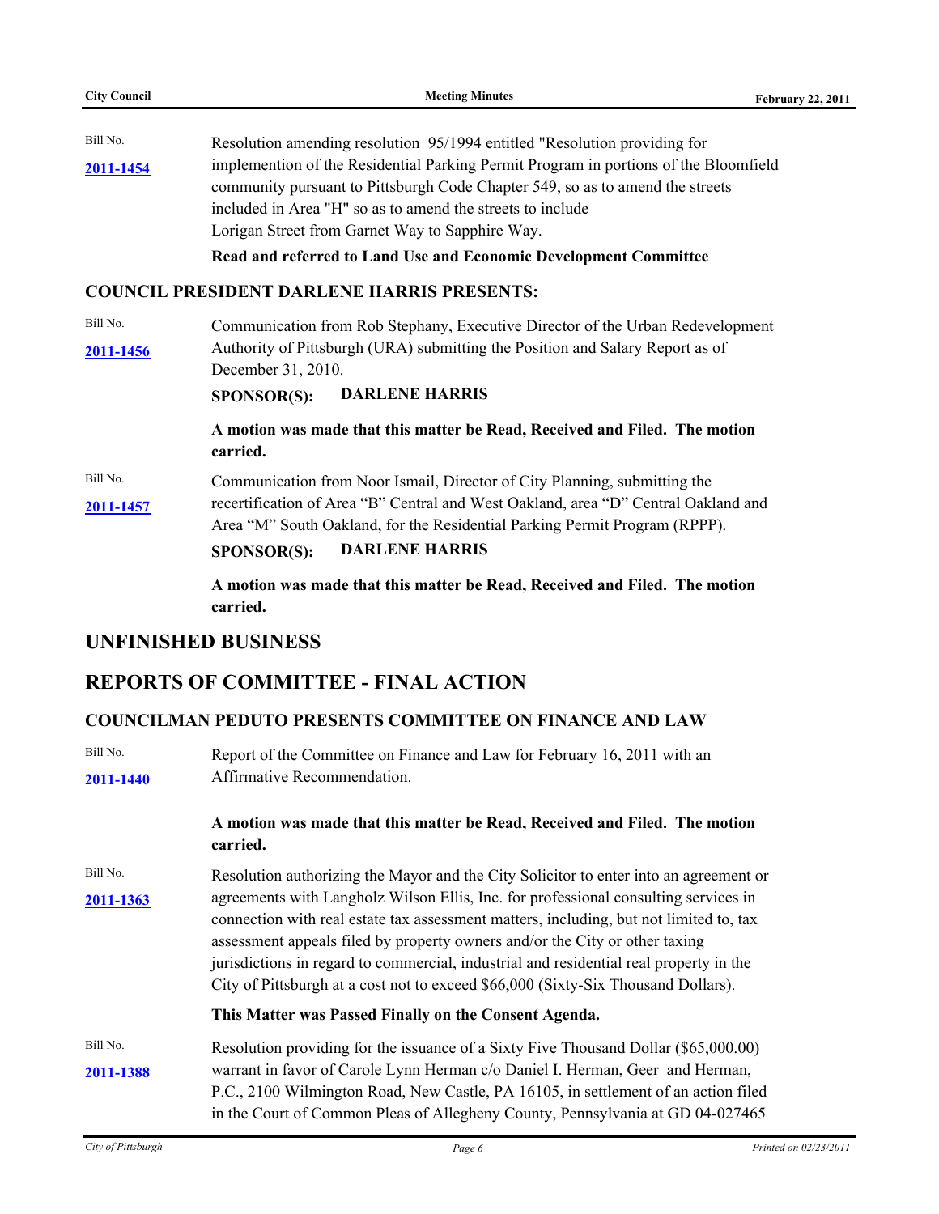Bill No.
**2011-1454**

Resolution amending resolution 95/1994 entitled "Resolution providing for implemention of the Residential Parking Permit Program in portions of the Bloomfield community pursuant to Pittsburgh Code Chapter 549, so as to amend the streets included in Area "H" so as to amend the streets to include
Lorigan Street from Garnet Way to Sapphire Way.

**Read and referred to Land Use and Economic Development Committee**

### COUNCIL PRESIDENT DARLENE HARRIS PRESENTS:

Bill No.
**2011-1456**

Communication from Rob Stephany, Executive Director of the Urban Redevelopment Authority of Pittsburgh (URA) submitting the Position and Salary Report as of December 31, 2010.

**SPONSOR(S): DARLENE HARRIS**

**A motion was made that this matter be Read, Received and Filed. The motion carried.**

Bill No.
**2011-1457**

Communication from Noor Ismail, Director of City Planning, submitting the recertification of Area "B" Central and West Oakland, area "D" Central Oakland and Area "M" South Oakland, for the Residential Parking Permit Program (RPPP).

**SPONSOR(S): DARLENE HARRIS**

**A motion was made that this matter be Read, Received and Filed. The motion carried.**

## UNFINISHED BUSINESS

## REPORTS OF COMMITTEE - FINAL ACTION

### COUNCILMAN PEDUTO PRESENTS COMMITTEE ON FINANCE AND LAW

Bill No.
**2011-1440**

Report of the Committee on Finance and Law for February 16, 2011 with an Affirmative Recommendation.

**A motion was made that this matter be Read, Received and Filed. The motion carried.**

Bill No.
**2011-1363**

Resolution authorizing the Mayor and the City Solicitor to enter into an agreement or agreements with Langholz Wilson Ellis, Inc. for professional consulting services in connection with real estate tax assessment matters, including, but not limited to, tax assessment appeals filed by property owners and/or the City or other taxing jurisdictions in regard to commercial, industrial and residential real property in the City of Pittsburgh at a cost not to exceed $66,000 (Sixty-Six Thousand Dollars).

**This Matter was Passed Finally on the Consent Agenda.**

Bill No.
**2011-1388**

Resolution providing for the issuance of a Sixty Five Thousand Dollar ($65,000.00) warrant in favor of Carole Lynn Herman c/o Daniel I. Herman, Geer and Herman, P.C., 2100 Wilmington Road, New Castle, PA 16105, in settlement of an action filed in the Court of Common Pleas of Allegheny County, Pennsylvania at GD 04-027465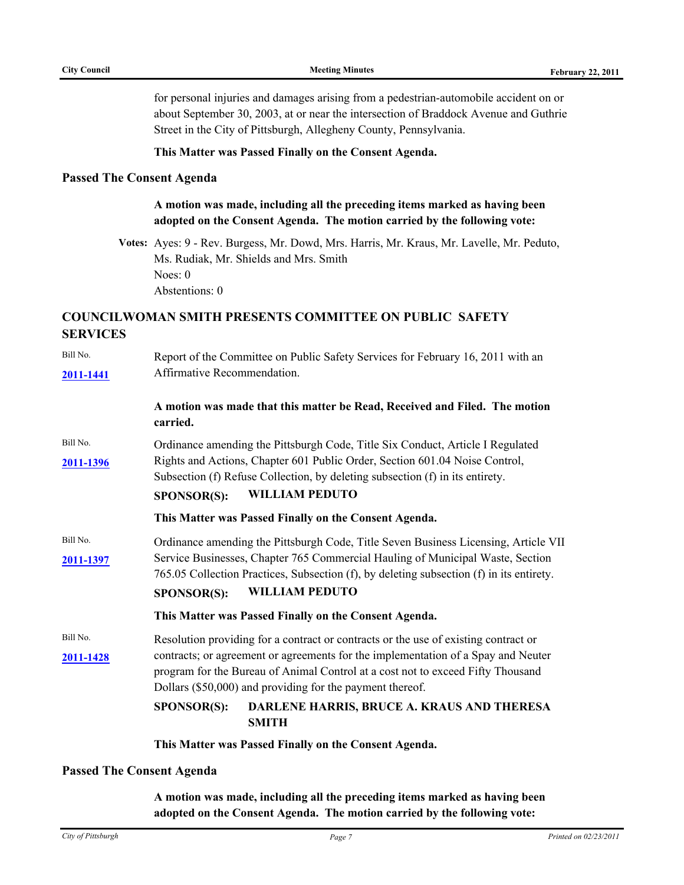for personal injuries and damages arising from a pedestrian-automobile accident on or about September 30, 2003, at or near the intersection of Braddock Avenue and Guthrie Street in the City of Pittsburgh, Allegheny County, Pennsylvania.

**This Matter was Passed Finally on the Consent Agenda.**

### Passed The Consent Agenda

**A motion was made, including all the preceding items marked as having been adopted on the Consent Agenda. The motion carried by the following vote:**

**Votes:** Ayes: 9 - Rev. Burgess, Mr. Dowd, Mrs. Harris, Mr. Kraus, Mr. Lavelle, Mr. Peduto, Ms. Rudiak, Mr. Shields and Mrs. Smith
Noes: 0
Abstentions: 0

## COUNCILWOMAN SMITH PRESENTS COMMITTEE ON PUBLIC SAFETY SERVICES

Bill No. **2011-1441**

Report of the Committee on Public Safety Services for February 16, 2011 with an Affirmative Recommendation.

**A motion was made that this matter be Read, Received and Filed. The motion carried.**

Bill No. **2011-1396**

Ordinance amending the Pittsburgh Code, Title Six Conduct, Article I Regulated Rights and Actions, Chapter 601 Public Order, Section 601.04 Noise Control, Subsection (f) Refuse Collection, by deleting subsection (f) in its entirety.

**SPONSOR(S): WILLIAM PEDUTO**

**This Matter was Passed Finally on the Consent Agenda.**

Bill No. **2011-1397**

Ordinance amending the Pittsburgh Code, Title Seven Business Licensing, Article VII Service Businesses, Chapter 765 Commercial Hauling of Municipal Waste, Section 765.05 Collection Practices, Subsection (f), by deleting subsection (f) in its entirety.

**SPONSOR(S): WILLIAM PEDUTO**

**This Matter was Passed Finally on the Consent Agenda.**

Bill No. **2011-1428**

Resolution providing for a contract or contracts or the use of existing contract or contracts; or agreement or agreements for the implementation of a Spay and Neuter program for the Bureau of Animal Control at a cost not to exceed Fifty Thousand Dollars ($50,000) and providing for the payment thereof.

**SPONSOR(S): DARLENE HARRIS, BRUCE A. KRAUS AND THERESA SMITH**

**This Matter was Passed Finally on the Consent Agenda.**

### Passed The Consent Agenda

**A motion was made, including all the preceding items marked as having been adopted on the Consent Agenda. The motion carried by the following vote:**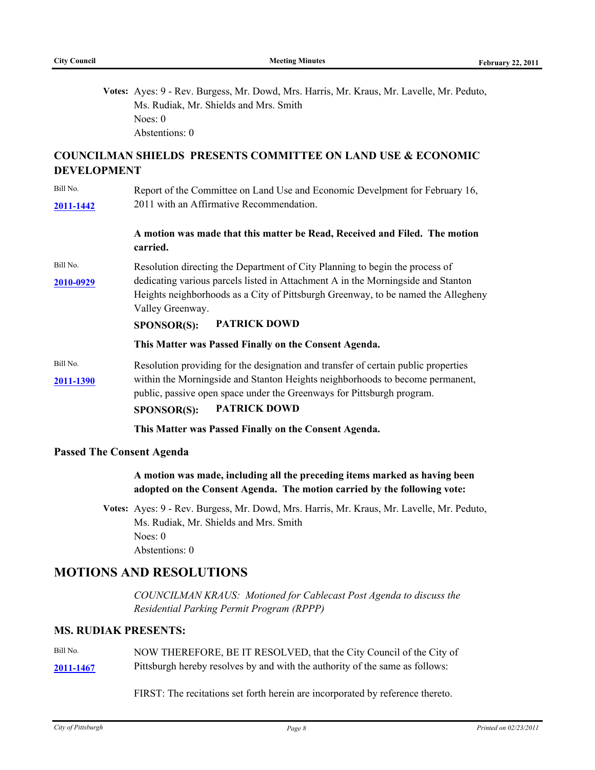**Votes:** Ayes: 9 - Rev. Burgess, Mr. Dowd, Mrs. Harris, Mr. Kraus, Mr. Lavelle, Mr. Peduto, Ms. Rudiak, Mr. Shields and Mrs. Smith
Noes: 0
Abstentions: 0

### COUNCILMAN SHIELDS PRESENTS COMMITTEE ON LAND USE & ECONOMIC DEVELOPMENT

Bill No. **2011-1442**

Report of the Committee on Land Use and Economic Develpment for February 16, 2011 with an Affirmative Recommendation.

**A motion was made that this matter be Read, Received and Filed. The motion carried.**

Bill No. **2010-0929**

Resolution directing the Department of City Planning to begin the process of dedicating various parcels listed in Attachment A in the Morningside and Stanton Heights neighborhoods as a City of Pittsburgh Greenway, to be named the Allegheny Valley Greenway.

**SPONSOR(S): PATRICK DOWD**

**This Matter was Passed Finally on the Consent Agenda.**

Bill No. **2011-1390**

Resolution providing for the designation and transfer of certain public properties within the Morningside and Stanton Heights neighborhoods to become permanent, public, passive open space under the Greenways for Pittsburgh program.

**SPONSOR(S): PATRICK DOWD**

**This Matter was Passed Finally on the Consent Agenda.**

### Passed The Consent Agenda

**A motion was made, including all the preceding items marked as having been adopted on the Consent Agenda. The motion carried by the following vote:**

**Votes:** Ayes: 9 - Rev. Burgess, Mr. Dowd, Mrs. Harris, Mr. Kraus, Mr. Lavelle, Mr. Peduto, Ms. Rudiak, Mr. Shields and Mrs. Smith
Noes: 0
Abstentions: 0

## MOTIONS AND RESOLUTIONS

*COUNCILMAN KRAUS: Motioned for Cablecast Post Agenda to discuss the Residential Parking Permit Program (RPPP)*

### MS. RUDIAK PRESENTS:

Bill No. **2011-1467**

NOW THEREFORE, BE IT RESOLVED, that the City Council of the City of Pittsburgh hereby resolves by and with the authority of the same as follows:

FIRST: The recitations set forth herein are incorporated by reference thereto.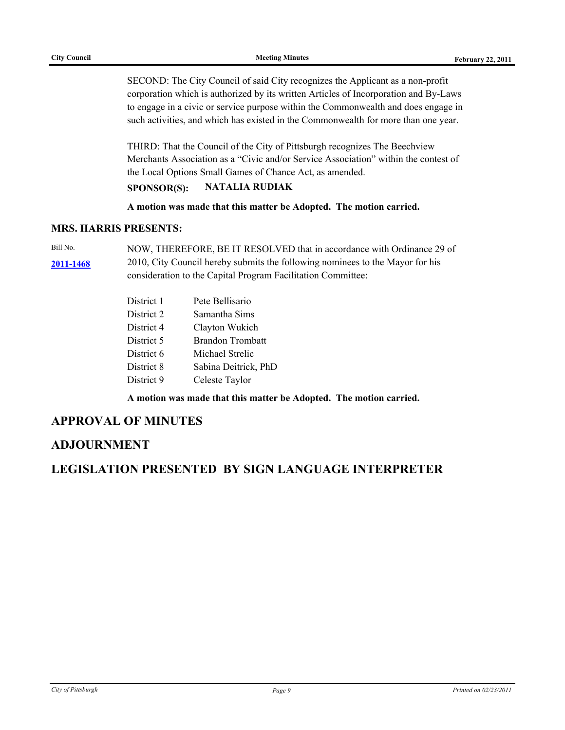SECOND: The City Council of said City recognizes the Applicant as a non-profit corporation which is authorized by its written Articles of Incorporation and By-Laws to engage in a civic or service purpose within the Commonwealth and does engage in such activities, and which has existed in the Commonwealth for more than one year.

THIRD: That the Council of the City of Pittsburgh recognizes The Beechview Merchants Association as a "Civic and/or Service Association" within the contest of the Local Options Small Games of Chance Act, as amended.

**SPONSOR(S): NATALIA RUDIAK**

**A motion was made that this matter be Adopted. The motion carried.**

**MRS. HARRIS PRESENTS:**

Bill No. **2011-1468**

NOW, THEREFORE, BE IT RESOLVED that in accordance with Ordinance 29 of 2010, City Council hereby submits the following nominees to the Mayor for his consideration to the Capital Program Facilitation Committee:

| | |
|---|---|
| District 1 | Pete Bellisario |
| District 2 | Samantha Sims |
| District 4 | Clayton Wukich |
| District 5 | Brandon Trombatt |
| District 6 | Michael Strelic |
| District 8 | Sabina Deitrick, PhD |
| District 9 | Celeste Taylor |

**A motion was made that this matter be Adopted. The motion carried.**

## APPROVAL OF MINUTES

## ADJOURNMENT

## LEGISLATION PRESENTED BY SIGN LANGUAGE INTERPRETER